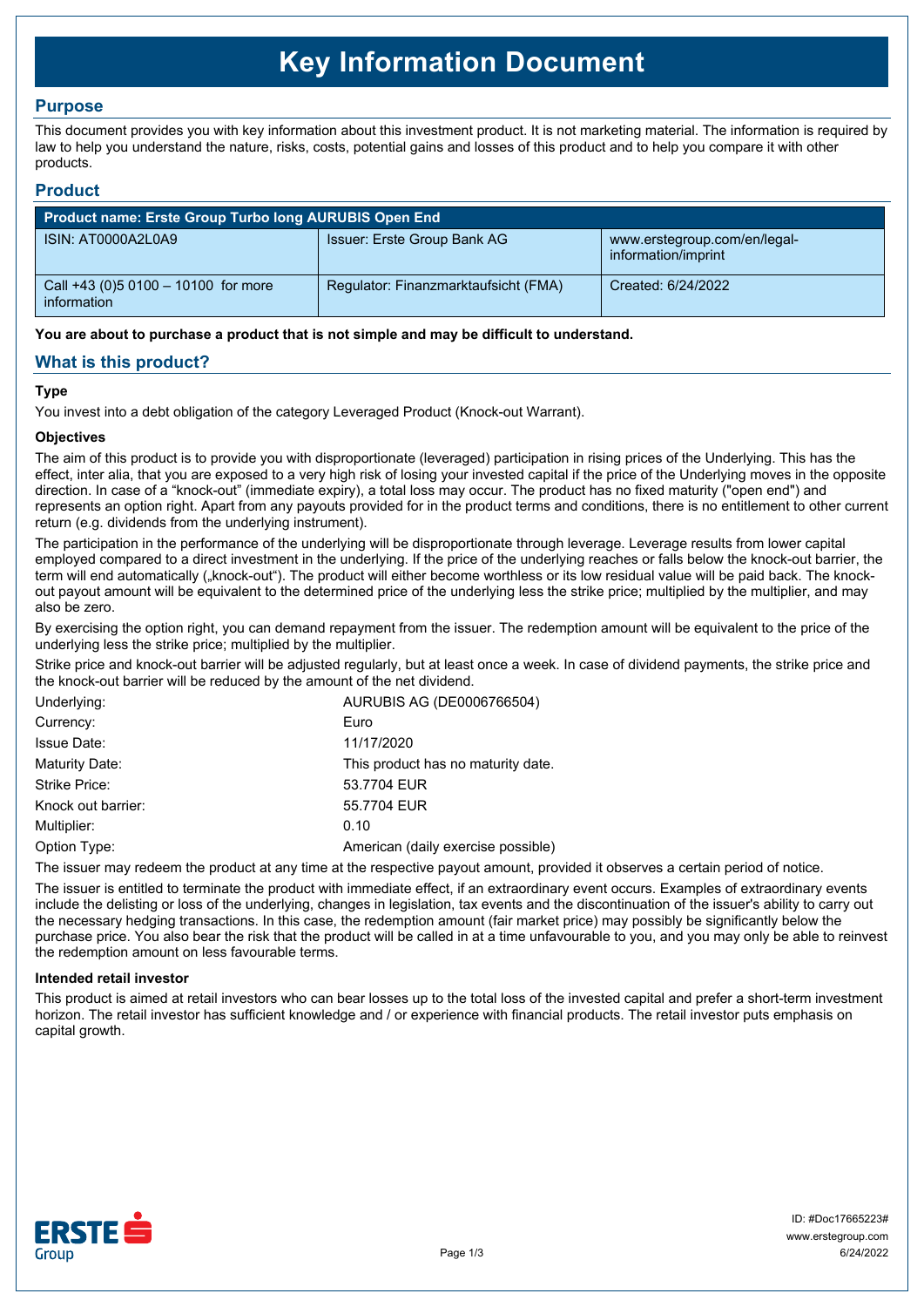# Key Information Document

## Purpose

This document provides you with key information about this investment product. It is not marketing material. The information is required by law to help you understand the nature, risks, costs, potential gains and losses of this product and to help you compare it with other products.

## Product

| Product name: Erste Group Turbo long AURUBIS Open End | | |
|---|---|---|
| ISIN: AT0000A2L0A9 | Issuer: Erste Group Bank AG | www.erstegroup.com/en/legal-information/imprint |
| Call +43 (0)5 0100 – 10100 for more information | Regulator: Finanzmarktaufsicht (FMA) | Created: 6/24/2022 |

**You are about to purchase a product that is not simple and may be difficult to understand.**

## What is this product?

### Type

You invest into a debt obligation of the category Leveraged Product (Knock-out Warrant).

### Objectives

The aim of this product is to provide you with disproportionate (leveraged) participation in rising prices of the Underlying. This has the effect, inter alia, that you are exposed to a very high risk of losing your invested capital if the price of the Underlying moves in the opposite direction. In case of a "knock-out" (immediate expiry), a total loss may occur. The product has no fixed maturity ("open end") and represents an option right. Apart from any payouts provided for in the product terms and conditions, there is no entitlement to other current return (e.g. dividends from the underlying instrument).

The participation in the performance of the underlying will be disproportionate through leverage. Leverage results from lower capital employed compared to a direct investment in the underlying. If the price of the underlying reaches or falls below the knock-out barrier, the term will end automatically („knock-out"). The product will either become worthless or its low residual value will be paid back. The knock-out payout amount will be equivalent to the determined price of the underlying less the strike price; multiplied by the multiplier, and may also be zero.

By exercising the option right, you can demand repayment from the issuer. The redemption amount will be equivalent to the price of the underlying less the strike price; multiplied by the multiplier.

Strike price and knock-out barrier will be adjusted regularly, but at least once a week. In case of dividend payments, the strike price and the knock-out barrier will be reduced by the amount of the net dividend.

| | |
|---|---|
| Underlying: | AURUBIS AG (DE0006766504) |
| Currency: | Euro |
| Issue Date: | 11/17/2020 |
| Maturity Date: | This product has no maturity date. |
| Strike Price: | 53.7704 EUR |
| Knock out barrier: | 55.7704 EUR |
| Multiplier: | 0.10 |
| Option Type: | American (daily exercise possible) |

The issuer may redeem the product at any time at the respective payout amount, provided it observes a certain period of notice.

The issuer is entitled to terminate the product with immediate effect, if an extraordinary event occurs. Examples of extraordinary events include the delisting or loss of the underlying, changes in legislation, tax events and the discontinuation of the issuer's ability to carry out the necessary hedging transactions. In this case, the redemption amount (fair market price) may possibly be significantly below the purchase price. You also bear the risk that the product will be called in at a time unfavourable to you, and you may only be able to reinvest the redemption amount on less favourable terms.

### Intended retail investor

This product is aimed at retail investors who can bear losses up to the total loss of the invested capital and prefer a short-term investment horizon. The retail investor has sufficient knowledge and / or experience with financial products. The retail investor puts emphasis on capital growth.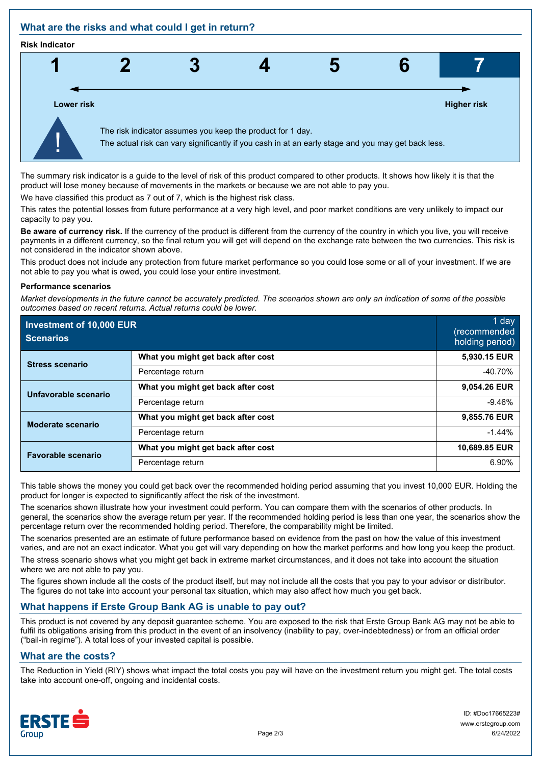## What are the risks and what could I get in return?

**Risk Indicator**

| 1 | 2 | 3 | 4 | 5 | 6 | **7** |
|---|---|---|---|---|---|---|

Lower risk ← → Higher risk

The risk indicator assumes you keep the product for 1 day.
The actual risk can vary significantly if you cash in at an early stage and you may get back less.

The summary risk indicator is a guide to the level of risk of this product compared to other products. It shows how likely it is that the product will lose money because of movements in the markets or because we are not able to pay you.

We have classified this product as 7 out of 7, which is the highest risk class.

This rates the potential losses from future performance at a very high level, and poor market conditions are very unlikely to impact our capacity to pay you.

**Be aware of currency risk.** If the currency of the product is different from the currency of the country in which you live, you will receive payments in a different currency, so the final return you will get will depend on the exchange rate between the two currencies. This risk is not considered in the indicator shown above.

This product does not include any protection from future market performance so you could lose some or all of your investment. If we are not able to pay you what is owed, you could lose your entire investment.

**Performance scenarios**

*Market developments in the future cannot be accurately predicted. The scenarios shown are only an indication of some of the possible outcomes based on recent returns. Actual returns could be lower.*

| **Investment of 10,000 EUR Scenarios** | | 1 day (recommended holding period) |
|---|---|---|
| **Stress scenario** | **What you might get back after cost** | **5,930.15 EUR** |
| | Percentage return | -40.70% |
| **Unfavorable scenario** | **What you might get back after cost** | **9,054.26 EUR** |
| | Percentage return | -9.46% |
| **Moderate scenario** | **What you might get back after cost** | **9,855.76 EUR** |
| | Percentage return | -1.44% |
| **Favorable scenario** | **What you might get back after cost** | **10,689.85 EUR** |
| | Percentage return | 6.90% |

This table shows the money you could get back over the recommended holding period assuming that you invest 10,000 EUR. Holding the product for longer is expected to significantly affect the risk of the investment.

The scenarios shown illustrate how your investment could perform. You can compare them with the scenarios of other products. In general, the scenarios show the average return per year. If the recommended holding period is less than one year, the scenarios show the percentage return over the recommended holding period. Therefore, the comparability might be limited.

The scenarios presented are an estimate of future performance based on evidence from the past on how the value of this investment varies, and are not an exact indicator. What you get will vary depending on how the market performs and how long you keep the product.

The stress scenario shows what you might get back in extreme market circumstances, and it does not take into account the situation where we are not able to pay you.

The figures shown include all the costs of the product itself, but may not include all the costs that you pay to your advisor or distributor. The figures do not take into account your personal tax situation, which may also affect how much you get back.

## What happens if Erste Group Bank AG is unable to pay out?

This product is not covered by any deposit guarantee scheme. You are exposed to the risk that Erste Group Bank AG may not be able to fulfil its obligations arising from this product in the event of an insolvency (inability to pay, over-indebtedness) or from an official order ("bail-in regime"). A total loss of your invested capital is possible.

## What are the costs?

The Reduction in Yield (RIY) shows what impact the total costs you pay will have on the investment return you might get. The total costs take into account one-off, ongoing and incidental costs.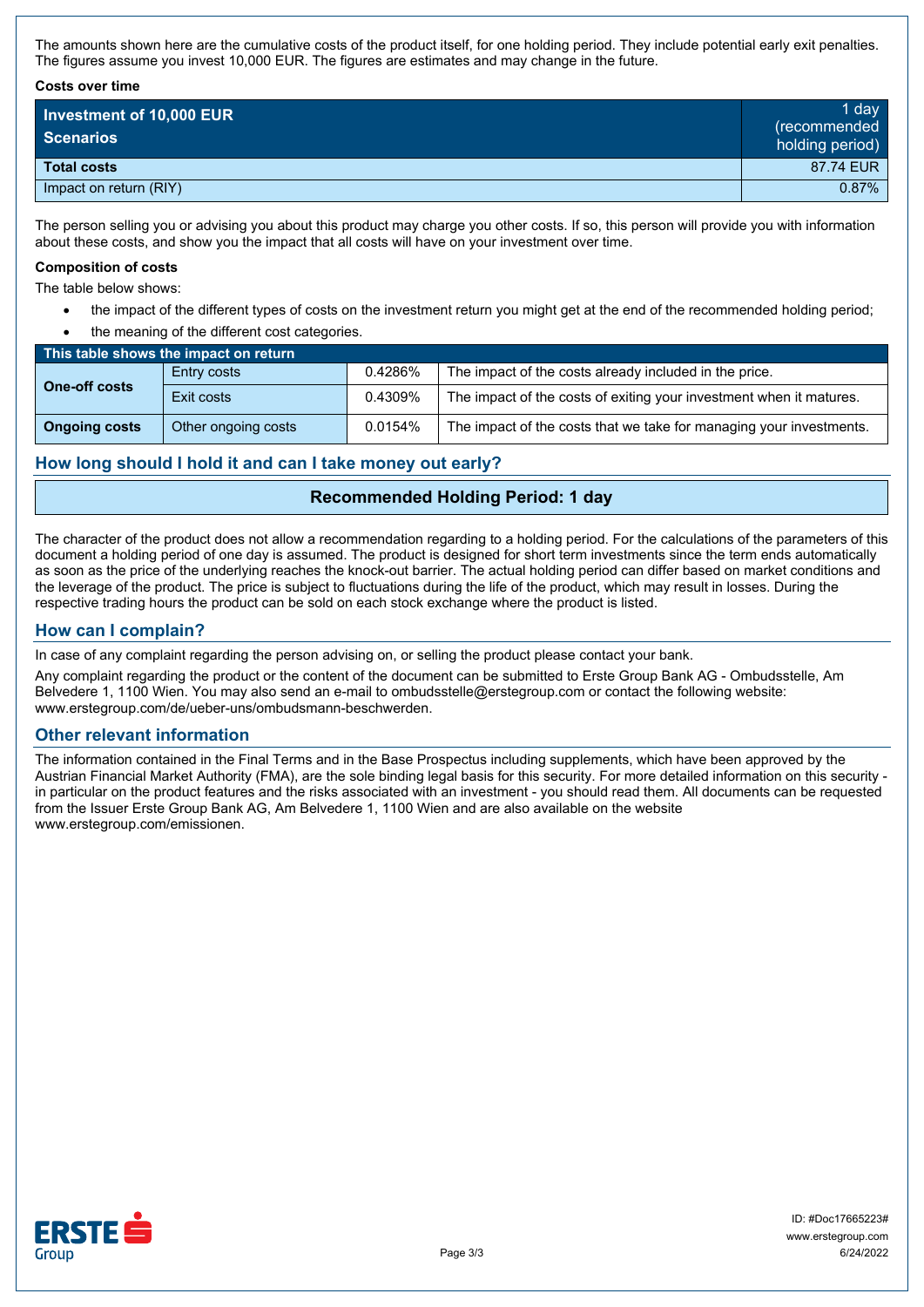The amounts shown here are the cumulative costs of the product itself, for one holding period. They include potential early exit penalties. The figures assume you invest 10,000 EUR. The figures are estimates and may change in the future.

**Costs over time**

| Investment of 10,000 EUR<br>Scenarios | 1 day<br>(recommended holding period) |
|---|---|
| **Total costs** | 87.74 EUR |
| Impact on return (RIY) | 0.87% |

The person selling you or advising you about this product may charge you other costs. If so, this person will provide you with information about these costs, and show you the impact that all costs will have on your investment over time.

**Composition of costs**

The table below shows:

- the impact of the different types of costs on the investment return you might get at the end of the recommended holding period;
- the meaning of the different cost categories.

| This table shows the impact on return | | | |
|---|---|---|---|
| **One-off costs** | Entry costs | 0.4286% | The impact of the costs already included in the price. |
| | Exit costs | 0.4309% | The impact of the costs of exiting your investment when it matures. |
| **Ongoing costs** | Other ongoing costs | 0.0154% | The impact of the costs that we take for managing your investments. |

## How long should I hold it and can I take money out early?

**Recommended Holding Period: 1 day**

The character of the product does not allow a recommendation regarding to a holding period. For the calculations of the parameters of this document a holding period of one day is assumed. The product is designed for short term investments since the term ends automatically as soon as the price of the underlying reaches the knock-out barrier. The actual holding period can differ based on market conditions and the leverage of the product. The price is subject to fluctuations during the life of the product, which may result in losses. During the respective trading hours the product can be sold on each stock exchange where the product is listed.

## How can I complain?

In case of any complaint regarding the person advising on, or selling the product please contact your bank.

Any complaint regarding the product or the content of the document can be submitted to Erste Group Bank AG - Ombudsstelle, Am Belvedere 1, 1100 Wien. You may also send an e-mail to ombudsstelle@erstegroup.com or contact the following website: www.erstegroup.com/de/ueber-uns/ombudsmann-beschwerden.

## Other relevant information

The information contained in the Final Terms and in the Base Prospectus including supplements, which have been approved by the Austrian Financial Market Authority (FMA), are the sole binding legal basis for this security. For more detailed information on this security - in particular on the product features and the risks associated with an investment - you should read them. All documents can be requested from the Issuer Erste Group Bank AG, Am Belvedere 1, 1100 Wien and are also available on the website www.erstegroup.com/emissionen.

ID: #Doc17665223#
www.erstegroup.com
6/24/2022